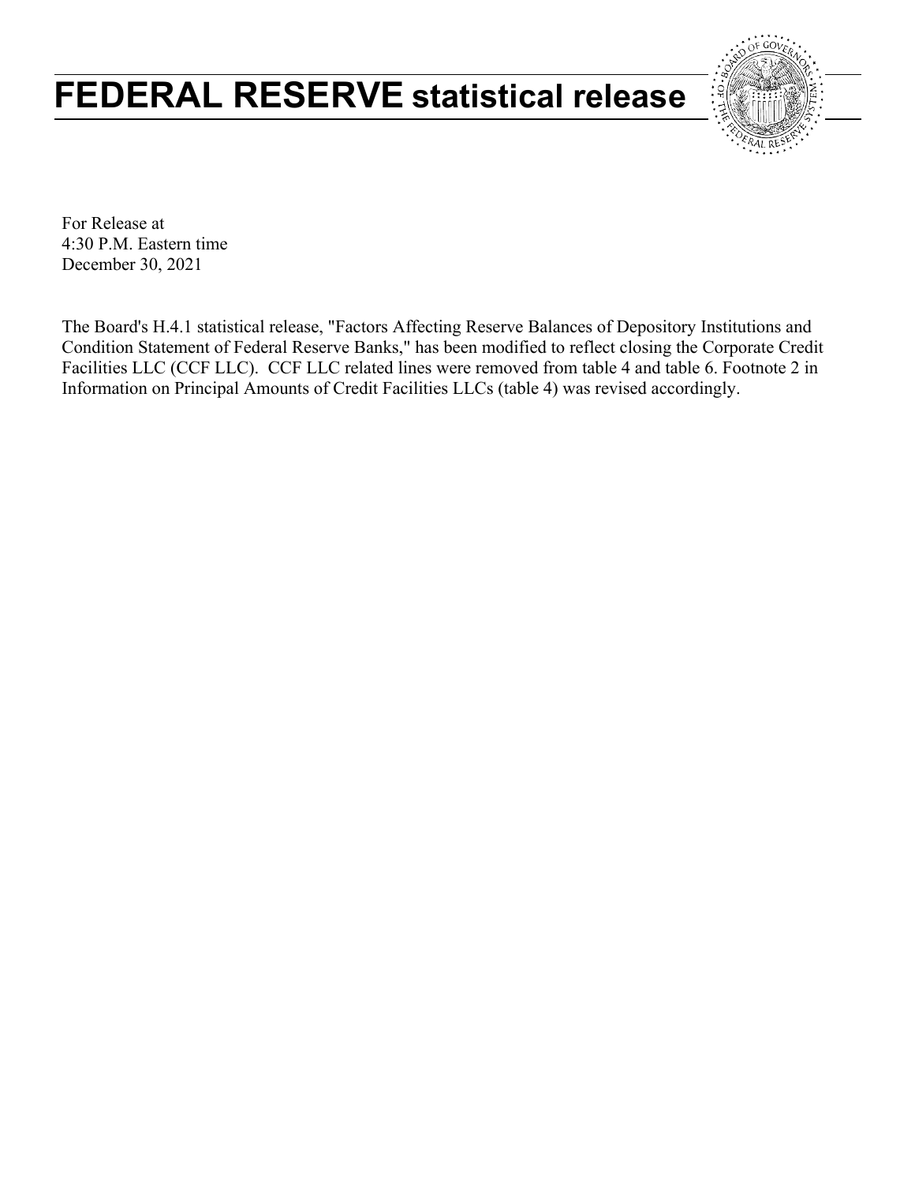# FEDERAL RESERVE statistical release

For Release at
4:30 P.M. Eastern time
December 30, 2021

The Board's H.4.1 statistical release, "Factors Affecting Reserve Balances of Depository Institutions and Condition Statement of Federal Reserve Banks," has been modified to reflect closing the Corporate Credit Facilities LLC (CCF LLC). CCF LLC related lines were removed from table 4 and table 6. Footnote 2 in Information on Principal Amounts of Credit Facilities LLCs (table 4) was revised accordingly.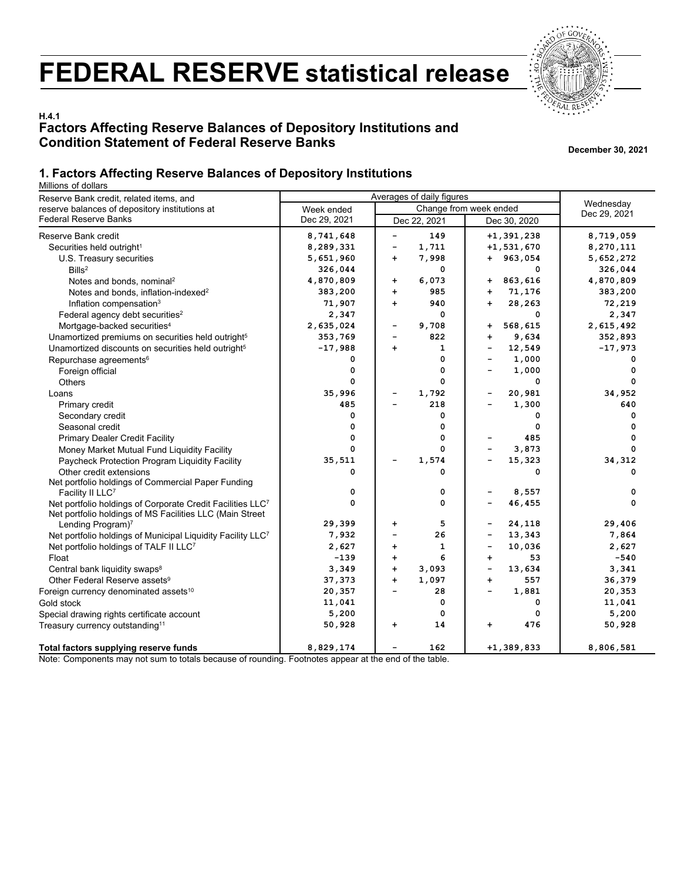# FEDERAL RESERVE statistical release

**H.4.1**
## Factors Affecting Reserve Balances of Depository Institutions and Condition Statement of Federal Reserve Banks

**December 30, 2021**

### 1. Factors Affecting Reserve Balances of Depository Institutions

Millions of dollars

| Reserve Bank credit, related items, and reserve balances of depository institutions at Federal Reserve Banks | Averages of daily figures | | | Wednesday Dec 29, 2021 |
|---|---|---|---|---|
| | Week ended Dec 29, 2021 | Change from week ended Dec 22, 2021 | Change from week ended Dec 30, 2020 | |
| Reserve Bank credit | 8,741,648 | - 149 | +1,391,238 | 8,719,059 |
| Securities held outright[1] | 8,289,331 | - 1,711 | +1,531,670 | 8,270,111 |
| U.S. Treasury securities | 5,651,960 | + 7,998 | + 963,054 | 5,652,272 |
| Bills[2] | 326,044 | 0 | 0 | 326,044 |
| Notes and bonds, nominal[2] | 4,870,809 | + 6,073 | + 863,616 | 4,870,809 |
| Notes and bonds, inflation-indexed[2] | 383,200 | + 985 | + 71,176 | 383,200 |
| Inflation compensation[3] | 71,907 | + 940 | + 28,263 | 72,219 |
| Federal agency debt securities[2] | 2,347 | 0 | 0 | 2,347 |
| Mortgage-backed securities[4] | 2,635,024 | - 9,708 | + 568,615 | 2,615,492 |
| Unamortized premiums on securities held outright[5] | 353,769 | - 822 | + 9,634 | 352,893 |
| Unamortized discounts on securities held outright[5] | -17,988 | + 1 | - 12,549 | -17,973 |
| Repurchase agreements[6] | 0 | 0 | - 1,000 | 0 |
| Foreign official | 0 | 0 | - 1,000 | 0 |
| Others | 0 | 0 | 0 | 0 |
| Loans | 35,996 | - 1,792 | - 20,981 | 34,952 |
| Primary credit | 485 | - 218 | - 1,300 | 640 |
| Secondary credit | 0 | 0 | 0 | 0 |
| Seasonal credit | 0 | 0 | 0 | 0 |
| Primary Dealer Credit Facility | 0 | 0 | - 485 | 0 |
| Money Market Mutual Fund Liquidity Facility | 0 | 0 | - 3,873 | 0 |
| Paycheck Protection Program Liquidity Facility | 35,511 | - 1,574 | - 15,323 | 34,312 |
| Other credit extensions | 0 | 0 | 0 | 0 |
| Net portfolio holdings of Commercial Paper Funding Facility II LLC[7] | 0 | 0 | - 8,557 | 0 |
| Net portfolio holdings of Corporate Credit Facilities LLC[7] | 0 | 0 | - 46,455 | 0 |
| Net portfolio holdings of MS Facilities LLC (Main Street Lending Program)[7] | 29,399 | + 5 | - 24,118 | 29,406 |
| Net portfolio holdings of Municipal Liquidity Facility LLC[7] | 7,932 | - 26 | - 13,343 | 7,864 |
| Net portfolio holdings of TALF II LLC[7] | 2,627 | + 1 | - 10,036 | 2,627 |
| Float | -139 | + 6 | + 53 | -540 |
| Central bank liquidity swaps[8] | 3,349 | + 3,093 | - 13,634 | 3,341 |
| Other Federal Reserve assets[9] | 37,373 | + 1,097 | + 557 | 36,379 |
| Foreign currency denominated assets[10] | 20,357 | - 28 | - 1,881 | 20,353 |
| Gold stock | 11,041 | 0 | 0 | 11,041 |
| Special drawing rights certificate account | 5,200 | 0 | 0 | 5,200 |
| Treasury currency outstanding[11] | 50,928 | + 14 | + 476 | 50,928 |
| **Total factors supplying reserve funds** | 8,829,174 | - 162 | +1,389,833 | 8,806,581 |

Note: Components may not sum to totals because of rounding. Footnotes appear at the end of the table.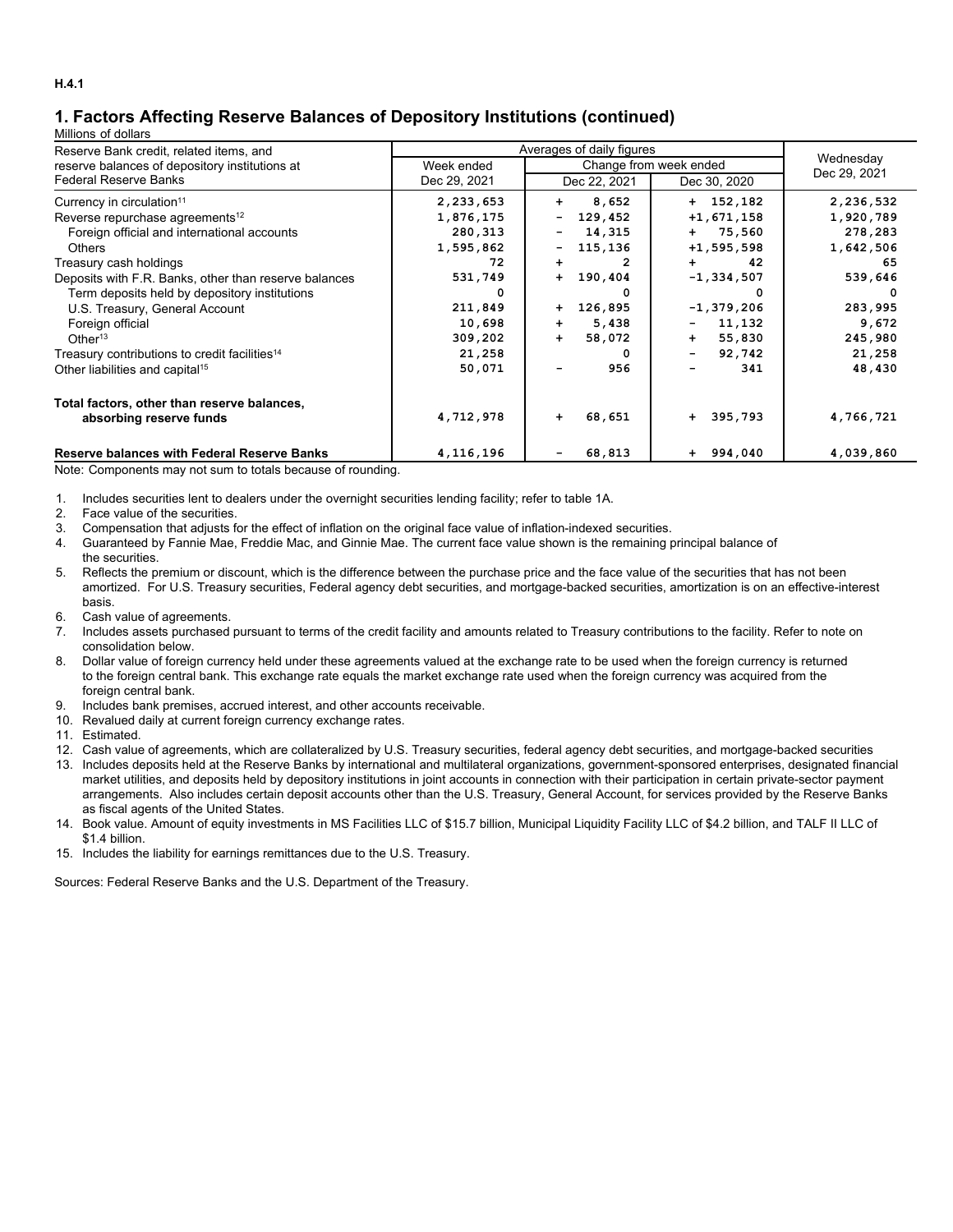H.4.1

## 1. Factors Affecting Reserve Balances of Depository Institutions (continued)

Millions of dollars

| Reserve Bank credit, related items, and reserve balances of depository institutions at Federal Reserve Banks | Averages of daily figures | | | Wednesday Dec 29, 2021 |
|---|---|---|---|---|
| | Week ended Dec 29, 2021 | Change from week ended | | |
| | | Dec 22, 2021 | Dec 30, 2020 | |
| Currency in circulation[11] | 2,233,653 | + 8,652 | + 152,182 | 2,236,532 |
| Reverse repurchase agreements[12] | 1,876,175 | - 129,452 | +1,671,158 | 1,920,789 |
| Foreign official and international accounts | 280,313 | - 14,315 | + 75,560 | 278,283 |
| Others | 1,595,862 | - 115,136 | +1,595,598 | 1,642,506 |
| Treasury cash holdings | 72 | + 2 | + 42 | 65 |
| Deposits with F.R. Banks, other than reserve balances | 531,749 | + 190,404 | -1,334,507 | 539,646 |
| Term deposits held by depository institutions | 0 | 0 | 0 | 0 |
| U.S. Treasury, General Account | 211,849 | + 126,895 | -1,379,206 | 283,995 |
| Foreign official | 10,698 | + 5,438 | - 11,132 | 9,672 |
| Other[13] | 309,202 | + 58,072 | + 55,830 | 245,980 |
| Treasury contributions to credit facilities[14] | 21,258 | 0 | - 92,742 | 21,258 |
| Other liabilities and capital[15] | 50,071 | - 956 | - 341 | 48,430 |
| **Total factors, other than reserve balances, absorbing reserve funds** | 4,712,978 | + 68,651 | + 395,793 | 4,766,721 |
| **Reserve balances with Federal Reserve Banks** | 4,116,196 | - 68,813 | + 994,040 | 4,039,860 |

Note: Components may not sum to totals because of rounding.

1. Includes securities lent to dealers under the overnight securities lending facility; refer to table 1A.
2. Face value of the securities.
3. Compensation that adjusts for the effect of inflation on the original face value of inflation-indexed securities.
4. Guaranteed by Fannie Mae, Freddie Mac, and Ginnie Mae. The current face value shown is the remaining principal balance of the securities.
5. Reflects the premium or discount, which is the difference between the purchase price and the face value of the securities that has not been amortized. For U.S. Treasury securities, Federal agency debt securities, and mortgage-backed securities, amortization is on an effective-interest basis.
6. Cash value of agreements.
7. Includes assets purchased pursuant to terms of the credit facility and amounts related to Treasury contributions to the facility. Refer to note on consolidation below.
8. Dollar value of foreign currency held under these agreements valued at the exchange rate to be used when the foreign currency is returned to the foreign central bank. This exchange rate equals the market exchange rate used when the foreign currency was acquired from the foreign central bank.
9. Includes bank premises, accrued interest, and other accounts receivable.
10. Revalued daily at current foreign currency exchange rates.
11. Estimated.
12. Cash value of agreements, which are collateralized by U.S. Treasury securities, federal agency debt securities, and mortgage-backed securities
13. Includes deposits held at the Reserve Banks by international and multilateral organizations, government-sponsored enterprises, designated financial market utilities, and deposits held by depository institutions in joint accounts in connection with their participation in certain private-sector payment arrangements. Also includes certain deposit accounts other than the U.S. Treasury, General Account, for services provided by the Reserve Banks as fiscal agents of the United States.
14. Book value. Amount of equity investments in MS Facilities LLC of $15.7 billion, Municipal Liquidity Facility LLC of $4.2 billion, and TALF II LLC of $1.4 billion.
15. Includes the liability for earnings remittances due to the U.S. Treasury.

Sources: Federal Reserve Banks and the U.S. Department of the Treasury.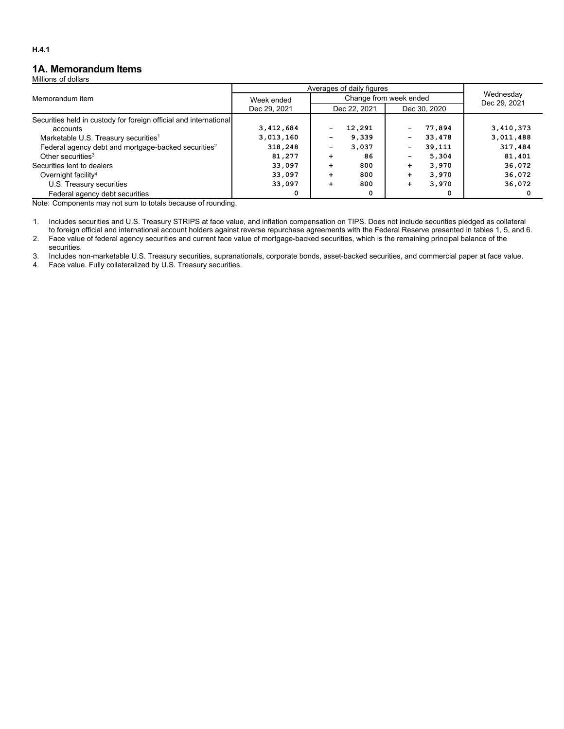H.4.1

## 1A. Memorandum Items

Millions of dollars

| Memorandum item | Averages of daily figures | | | Wednesday Dec 29, 2021 |
|---|---|---|---|---|
| | Week ended Dec 29, 2021 | Change from week ended | | |
| | | Dec 22, 2021 | Dec 30, 2020 | |
| Securities held in custody for foreign official and international accounts | 3,412,684 | - 12,291 | - 77,894 | 3,410,373 |
| Marketable U.S. Treasury securities[1] | 3,013,160 | - 9,339 | - 33,478 | 3,011,488 |
| Federal agency debt and mortgage-backed securities[2] | 318,248 | - 3,037 | - 39,111 | 317,484 |
| Other securities[3] | 81,277 | + 86 | - 5,304 | 81,401 |
| Securities lent to dealers | 33,097 | + 800 | + 3,970 | 36,072 |
| Overnight facility[4] | 33,097 | + 800 | + 3,970 | 36,072 |
| U.S. Treasury securities | 33,097 | + 800 | + 3,970 | 36,072 |
| Federal agency debt securities | 0 | 0 | 0 | 0 |

Note: Components may not sum to totals because of rounding.

1. Includes securities and U.S. Treasury STRIPS at face value, and inflation compensation on TIPS. Does not include securities pledged as collateral to foreign official and international account holders against reverse repurchase agreements with the Federal Reserve presented in tables 1, 5, and 6.
2. Face value of federal agency securities and current face value of mortgage-backed securities, which is the remaining principal balance of the securities.
3. Includes non-marketable U.S. Treasury securities, supranationals, corporate bonds, asset-backed securities, and commercial paper at face value.
4. Face value. Fully collateralized by U.S. Treasury securities.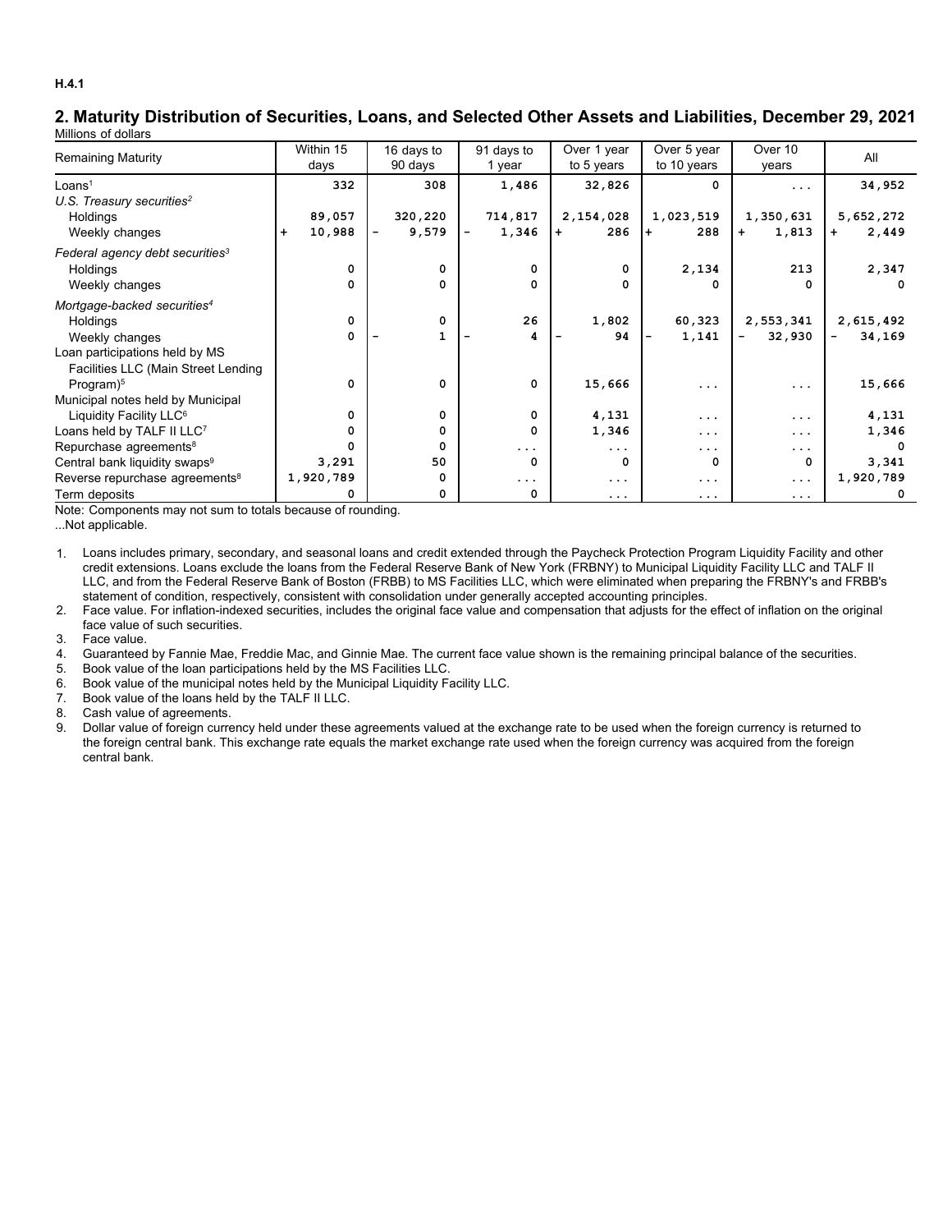H.4.1

## 2. Maturity Distribution of Securities, Loans, and Selected Other Assets and Liabilities, December 29, 2021

Millions of dollars

| Remaining Maturity | Within 15 days | 16 days to 90 days | 91 days to 1 year | Over 1 year to 5 years | Over 5 year to 10 years | Over 10 years | All |
|---|---|---|---|---|---|---|---|
| Loans[1] | 332 | 308 | 1,486 | 32,826 | 0 | ... | 34,952 |
| *U.S. Treasury securities*[2] | | | | | | | |
| Holdings | 89,057 | 320,220 | 714,817 | 2,154,028 | 1,023,519 | 1,350,631 | 5,652,272 |
| Weekly changes | + 10,988 | - 9,579 | - 1,346 | + 286 | + 288 | + 1,813 | + 2,449 |
| *Federal agency debt securities*[3] | | | | | | | |
| Holdings | 0 | 0 | 0 | 0 | 2,134 | 213 | 2,347 |
| Weekly changes | 0 | 0 | 0 | 0 | 0 | 0 | 0 |
| *Mortgage-backed securities*[4] | | | | | | | |
| Holdings | 0 | 0 | 26 | 1,802 | 60,323 | 2,553,341 | 2,615,492 |
| Weekly changes | 0 | - 1 | - 4 | - 94 | - 1,141 | - 32,930 | - 34,169 |
| Loan participations held by MS Facilities LLC (Main Street Lending Program)[5] | 0 | 0 | 0 | 15,666 | ... | ... | 15,666 |
| Municipal notes held by Municipal Liquidity Facility LLC[6] | 0 | 0 | 0 | 4,131 | ... | ... | 4,131 |
| Loans held by TALF II LLC[7] | 0 | 0 | 0 | 1,346 | ... | ... | 1,346 |
| Repurchase agreements[8] | 0 | 0 | ... | ... | ... | ... | 0 |
| Central bank liquidity swaps[9] | 3,291 | 50 | 0 | 0 | 0 | 0 | 3,341 |
| Reverse repurchase agreements[8] | 1,920,789 | 0 | ... | ... | ... | ... | 1,920,789 |
| Term deposits | 0 | 0 | 0 | ... | ... | ... | 0 |

Note: Components may not sum to totals because of rounding.

...Not applicable.

1. Loans includes primary, secondary, and seasonal loans and credit extended through the Paycheck Protection Program Liquidity Facility and other credit extensions. Loans exclude the loans from the Federal Reserve Bank of New York (FRBNY) to Municipal Liquidity Facility LLC and TALF II LLC, and from the Federal Reserve Bank of Boston (FRBB) to MS Facilities LLC, which were eliminated when preparing the FRBNY's and FRBB's statement of condition, respectively, consistent with consolidation under generally accepted accounting principles.
2. Face value. For inflation-indexed securities, includes the original face value and compensation that adjusts for the effect of inflation on the original face value of such securities.
3. Face value.
4. Guaranteed by Fannie Mae, Freddie Mac, and Ginnie Mae. The current face value shown is the remaining principal balance of the securities.
5. Book value of the loan participations held by the MS Facilities LLC.
6. Book value of the municipal notes held by the Municipal Liquidity Facility LLC.
7. Book value of the loans held by the TALF II LLC.
8. Cash value of agreements.
9. Dollar value of foreign currency held under these agreements valued at the exchange rate to be used when the foreign currency is returned to the foreign central bank. This exchange rate equals the market exchange rate used when the foreign currency was acquired from the foreign central bank.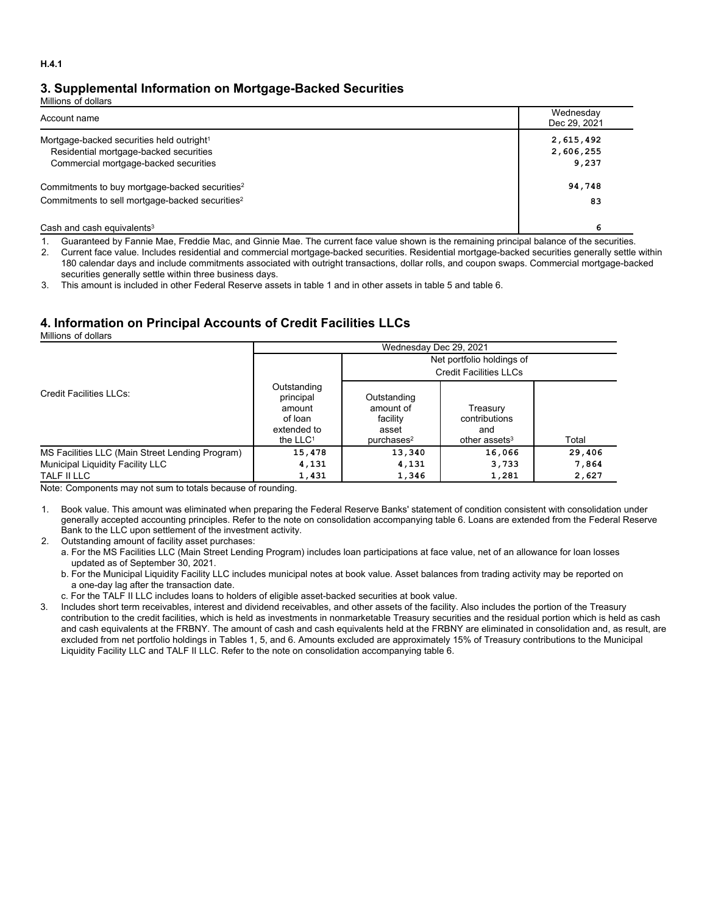H.4.1

## 3. Supplemental Information on Mortgage-Backed Securities

Millions of dollars

| Account name | Wednesday Dec 29, 2021 |
|---|---|
| Mortgage-backed securities held outright[1] | 2,615,492 |
| Residential mortgage-backed securities | 2,606,255 |
| Commercial mortgage-backed securities | 9,237 |
| Commitments to buy mortgage-backed securities[2] | 94,748 |
| Commitments to sell mortgage-backed securities[2] | 83 |
| Cash and cash equivalents[3] | 6 |

1. Guaranteed by Fannie Mae, Freddie Mac, and Ginnie Mae. The current face value shown is the remaining principal balance of the securities.
2. Current face value. Includes residential and commercial mortgage-backed securities. Residential mortgage-backed securities generally settle within 180 calendar days and include commitments associated with outright transactions, dollar rolls, and coupon swaps. Commercial mortgage-backed securities generally settle within three business days.
3. This amount is included in other Federal Reserve assets in table 1 and in other assets in table 5 and table 6.

## 4. Information on Principal Accounts of Credit Facilities LLCs

Millions of dollars

| Credit Facilities LLCs: | Wednesday Dec 29, 2021 | | | |
|---|---|---|---|---|
| | | Net portfolio holdings of Credit Facilities LLCs | | |
| | Outstanding principal amount of loan extended to the LLC[1] | Outstanding amount of facility asset purchases[2] | Treasury contributions and other assets[3] | Total |
| MS Facilities LLC (Main Street Lending Program) | 15,478 | 13,340 | 16,066 | 29,406 |
| Municipal Liquidity Facility LLC | 4,131 | 4,131 | 3,733 | 7,864 |
| TALF II LLC | 1,431 | 1,346 | 1,281 | 2,627 |

Note: Components may not sum to totals because of rounding.

1. Book value. This amount was eliminated when preparing the Federal Reserve Banks' statement of condition consistent with consolidation under generally accepted accounting principles. Refer to the note on consolidation accompanying table 6. Loans are extended from the Federal Reserve Bank to the LLC upon settlement of the investment activity.
2. Outstanding amount of facility asset purchases:
   a. For the MS Facilities LLC (Main Street Lending Program) includes loan participations at face value, net of an allowance for loan losses updated as of September 30, 2021.
   b. For the Municipal Liquidity Facility LLC includes municipal notes at book value. Asset balances from trading activity may be reported on a one-day lag after the transaction date.
   c. For the TALF II LLC includes loans to holders of eligible asset-backed securities at book value.
3. Includes short term receivables, interest and dividend receivables, and other assets of the facility. Also includes the portion of the Treasury contribution to the credit facilities, which is held as investments in nonmarketable Treasury securities and the residual portion which is held as cash and cash equivalents at the FRBNY. The amount of cash and cash equivalents held at the FRBNY are eliminated in consolidation and, as result, are excluded from net portfolio holdings in Tables 1, 5, and 6. Amounts excluded are approximately 15% of Treasury contributions to the Municipal Liquidity Facility LLC and TALF II LLC. Refer to the note on consolidation accompanying table 6.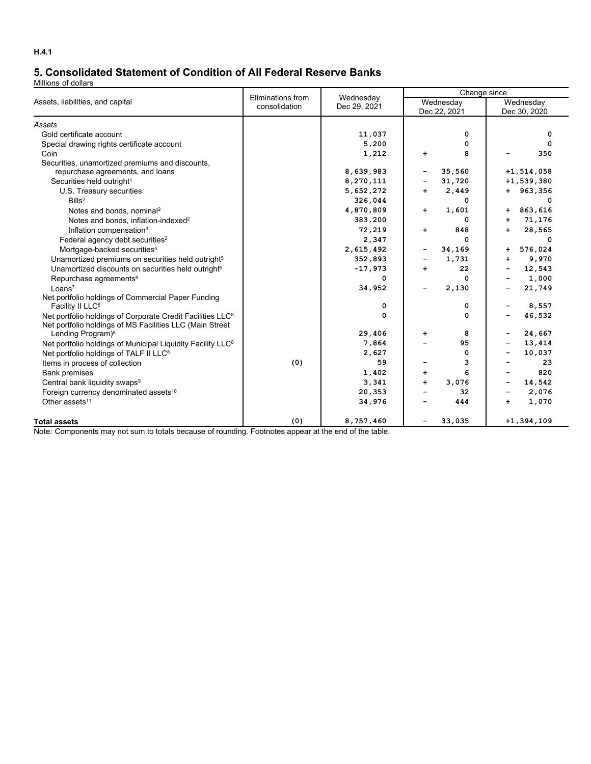H.4.1

## 5. Consolidated Statement of Condition of All Federal Reserve Banks

Millions of dollars

| Assets, liabilities, and capital | Eliminations from consolidation | Wednesday Dec 29, 2021 | Change since Wednesday Dec 22, 2021 | Change since Wednesday Dec 30, 2020 |
|---|---|---|---|---|
| *Assets* | | | | |
| Gold certificate account | | 11,037 | 0 | 0 |
| Special drawing rights certificate account | | 5,200 | 0 | 0 |
| Coin | | 1,212 | + 8 | − 350 |
| Securities, unamortized premiums and discounts, repurchase agreements, and loans | | 8,639,983 | − 35,560 | +1,514,058 |
| Securities held outright[1] | | 8,270,111 | − 31,720 | +1,539,380 |
| U.S. Treasury securities | | 5,652,272 | + 2,449 | + 963,356 |
| Bills[2] | | 326,044 | 0 | 0 |
| Notes and bonds, nominal[2] | | 4,870,809 | + 1,601 | + 863,616 |
| Notes and bonds, inflation-indexed[2] | | 383,200 | 0 | + 71,176 |
| Inflation compensation[3] | | 72,219 | + 848 | + 28,565 |
| Federal agency debt securities[2] | | 2,347 | 0 | 0 |
| Mortgage-backed securities[4] | | 2,615,492 | − 34,169 | + 576,024 |
| Unamortized premiums on securities held outright[5] | | 352,893 | − 1,731 | + 9,970 |
| Unamortized discounts on securities held outright[5] | | -17,973 | + 22 | − 12,543 |
| Repurchase agreements[6] | | 0 | 0 | − 1,000 |
| Loans[7] | | 34,952 | − 2,130 | − 21,749 |
| Net portfolio holdings of Commercial Paper Funding Facility II LLC[8] | | 0 | 0 | − 8,557 |
| Net portfolio holdings of Corporate Credit Facilities LLC[8] | | 0 | 0 | − 46,532 |
| Net portfolio holdings of MS Facilities LLC (Main Street Lending Program)[8] | | 29,406 | + 8 | − 24,667 |
| Net portfolio holdings of Municipal Liquidity Facility LLC[8] | | 7,864 | − 95 | − 13,414 |
| Net portfolio holdings of TALF II LLC[8] | | 2,627 | 0 | − 10,037 |
| Items in process of collection | (0) | 59 | − 3 | − 23 |
| Bank premises | | 1,402 | + 6 | − 820 |
| Central bank liquidity swaps[9] | | 3,341 | + 3,076 | − 14,542 |
| Foreign currency denominated assets[10] | | 20,353 | − 32 | − 2,076 |
| Other assets[11] | | 34,976 | − 444 | + 1,070 |
| **Total assets** | (0) | 8,757,460 | − 33,035 | +1,394,109 |

Note: Components may not sum to totals because of rounding. Footnotes appear at the end of the table.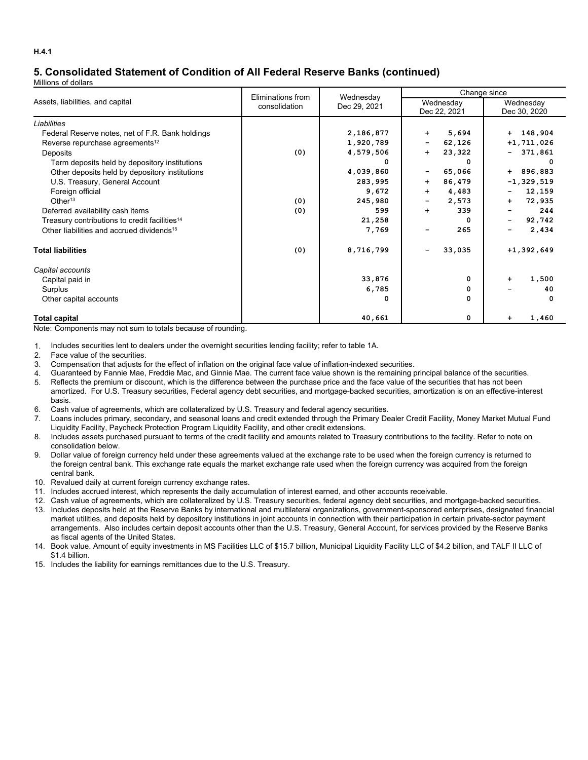H.4.1

## 5. Consolidated Statement of Condition of All Federal Reserve Banks (continued)

Millions of dollars

| Assets, liabilities, and capital | Eliminations from consolidation | Wednesday Dec 29, 2021 | Change since Wednesday Dec 22, 2021 | Change since Wednesday Dec 30, 2020 |
|---|---|---|---|---|
| *Liabilities* | | | | |
| Federal Reserve notes, net of F.R. Bank holdings | | 2,186,877 | + 5,694 | + 148,904 |
| Reverse repurchase agreements[12] | | 1,920,789 | - 62,126 | +1,711,026 |
| Deposits | (0) | 4,579,506 | + 23,322 | - 371,861 |
| Term deposits held by depository institutions | | 0 | 0 | 0 |
| Other deposits held by depository institutions | | 4,039,860 | - 65,066 | + 896,883 |
| U.S. Treasury, General Account | | 283,995 | + 86,479 | -1,329,519 |
| Foreign official | | 9,672 | + 4,483 | - 12,159 |
| Other[13] | (0) | 245,980 | - 2,573 | + 72,935 |
| Deferred availability cash items | (0) | 599 | + 339 | - 244 |
| Treasury contributions to credit facilities[14] | | 21,258 | 0 | - 92,742 |
| Other liabilities and accrued dividends[15] | | 7,769 | - 265 | - 2,434 |
| **Total liabilities** | (0) | 8,716,799 | - 33,035 | +1,392,649 |
| *Capital accounts* | | | | |
| Capital paid in | | 33,876 | 0 | + 1,500 |
| Surplus | | 6,785 | 0 | - 40 |
| Other capital accounts | | 0 | 0 | 0 |
| **Total capital** | | 40,661 | 0 | + 1,460 |

Note: Components may not sum to totals because of rounding.

1. Includes securities lent to dealers under the overnight securities lending facility; refer to table 1A.
2. Face value of the securities.
3. Compensation that adjusts for the effect of inflation on the original face value of inflation-indexed securities.
4. Guaranteed by Fannie Mae, Freddie Mac, and Ginnie Mae. The current face value shown is the remaining principal balance of the securities.
5. Reflects the premium or discount, which is the difference between the purchase price and the face value of the securities that has not been amortized. For U.S. Treasury securities, Federal agency debt securities, and mortgage-backed securities, amortization is on an effective-interest basis.
6. Cash value of agreements, which are collateralized by U.S. Treasury and federal agency securities.
7. Loans includes primary, secondary, and seasonal loans and credit extended through the Primary Dealer Credit Facility, Money Market Mutual Fund Liquidity Facility, Paycheck Protection Program Liquidity Facility, and other credit extensions.
8. Includes assets purchased pursuant to terms of the credit facility and amounts related to Treasury contributions to the facility. Refer to note on consolidation below.
9. Dollar value of foreign currency held under these agreements valued at the exchange rate to be used when the foreign currency is returned to the foreign central bank. This exchange rate equals the market exchange rate used when the foreign currency was acquired from the foreign central bank.
10. Revalued daily at current foreign currency exchange rates.
11. Includes accrued interest, which represents the daily accumulation of interest earned, and other accounts receivable.
12. Cash value of agreements, which are collateralized by U.S. Treasury securities, federal agency debt securities, and mortgage-backed securities.
13. Includes deposits held at the Reserve Banks by international and multilateral organizations, government-sponsored enterprises, designated financial market utilities, and deposits held by depository institutions in joint accounts in connection with their participation in certain private-sector payment arrangements. Also includes certain deposit accounts other than the U.S. Treasury, General Account, for services provided by the Reserve Banks as fiscal agents of the United States.
14. Book value. Amount of equity investments in MS Facilities LLC of $15.7 billion, Municipal Liquidity Facility LLC of $4.2 billion, and TALF II LLC of $1.4 billion.
15. Includes the liability for earnings remittances due to the U.S. Treasury.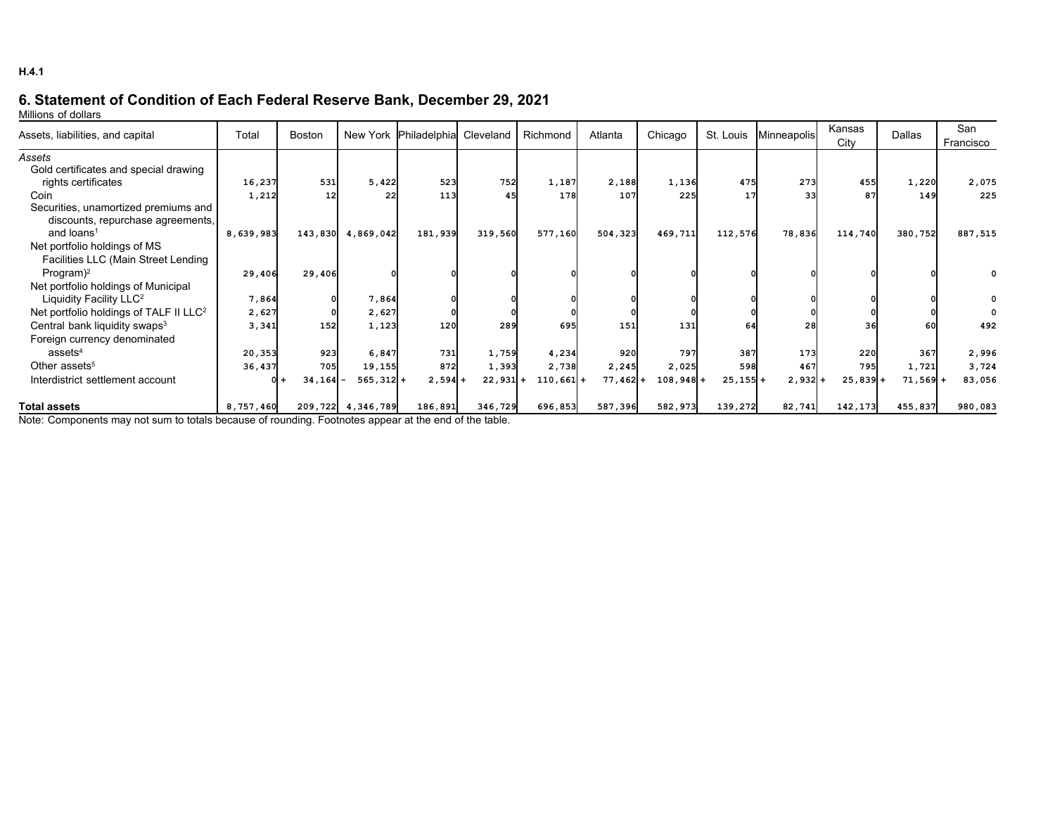H.4.1

## 6. Statement of Condition of Each Federal Reserve Bank, December 29, 2021

Millions of dollars

| Assets, liabilities, and capital | Total | Boston | New York | Philadelphia | Cleveland | Richmond | Atlanta | Chicago | St. Louis | Minneapolis | Kansas City | Dallas | San Francisco |
|---|---|---|---|---|---|---|---|---|---|---|---|---|---|
| *Assets* | | | | | | | | | | | | | |
| Gold certificates and special drawing rights certificates | 16,237 | 531 | 5,422 | 523 | 752 | 1,187 | 2,188 | 1,136 | 475 | 273 | 455 | 1,220 | 2,075 |
| Coin | 1,212 | 12 | 22 | 113 | 45 | 178 | 107 | 225 | 17 | 33 | 87 | 149 | 225 |
| Securities, unamortized premiums and discounts, repurchase agreements, and loans[1] | 8,639,983 | 143,830 | 4,869,042 | 181,939 | 319,560 | 577,160 | 504,323 | 469,711 | 112,576 | 78,836 | 114,740 | 380,752 | 887,515 |
| Net portfolio holdings of MS Facilities LLC (Main Street Lending Program)[2] | 29,406 | 29,406 | 0 | 0 | 0 | 0 | 0 | 0 | 0 | 0 | 0 | 0 | 0 |
| Net portfolio holdings of Municipal Liquidity Facility LLC[2] | 7,864 | 0 | 7,864 | 0 | 0 | 0 | 0 | 0 | 0 | 0 | 0 | 0 | 0 |
| Net portfolio holdings of TALF II LLC[2] | 2,627 | 0 | 2,627 | 0 | 0 | 0 | 0 | 0 | 0 | 0 | 0 | 0 | 0 |
| Central bank liquidity swaps[3] | 3,341 | 152 | 1,123 | 120 | 289 | 695 | 151 | 131 | 64 | 28 | 36 | 60 | 492 |
| Foreign currency denominated assets[4] | 20,353 | 923 | 6,847 | 731 | 1,759 | 4,234 | 920 | 797 | 387 | 173 | 220 | 367 | 2,996 |
| Other assets[5] | 36,437 | 705 | 19,155 | 872 | 1,393 | 2,738 | 2,245 | 2,025 | 598 | 467 | 795 | 1,721 | 3,724 |
| Interdistrict settlement account | 0 | + 34,164 | - 565,312 | + 2,594 | + 22,931 | + 110,661 | + 77,462 | + 108,948 | + 25,155 | + 2,932 | + 25,839 | + 71,569 | + 83,056 |
| **Total assets** | 8,757,460 | 209,722 | 4,346,789 | 186,891 | 346,729 | 696,853 | 587,396 | 582,973 | 139,272 | 82,741 | 142,173 | 455,837 | 980,083 |

Note: Components may not sum to totals because of rounding. Footnotes appear at the end of the table.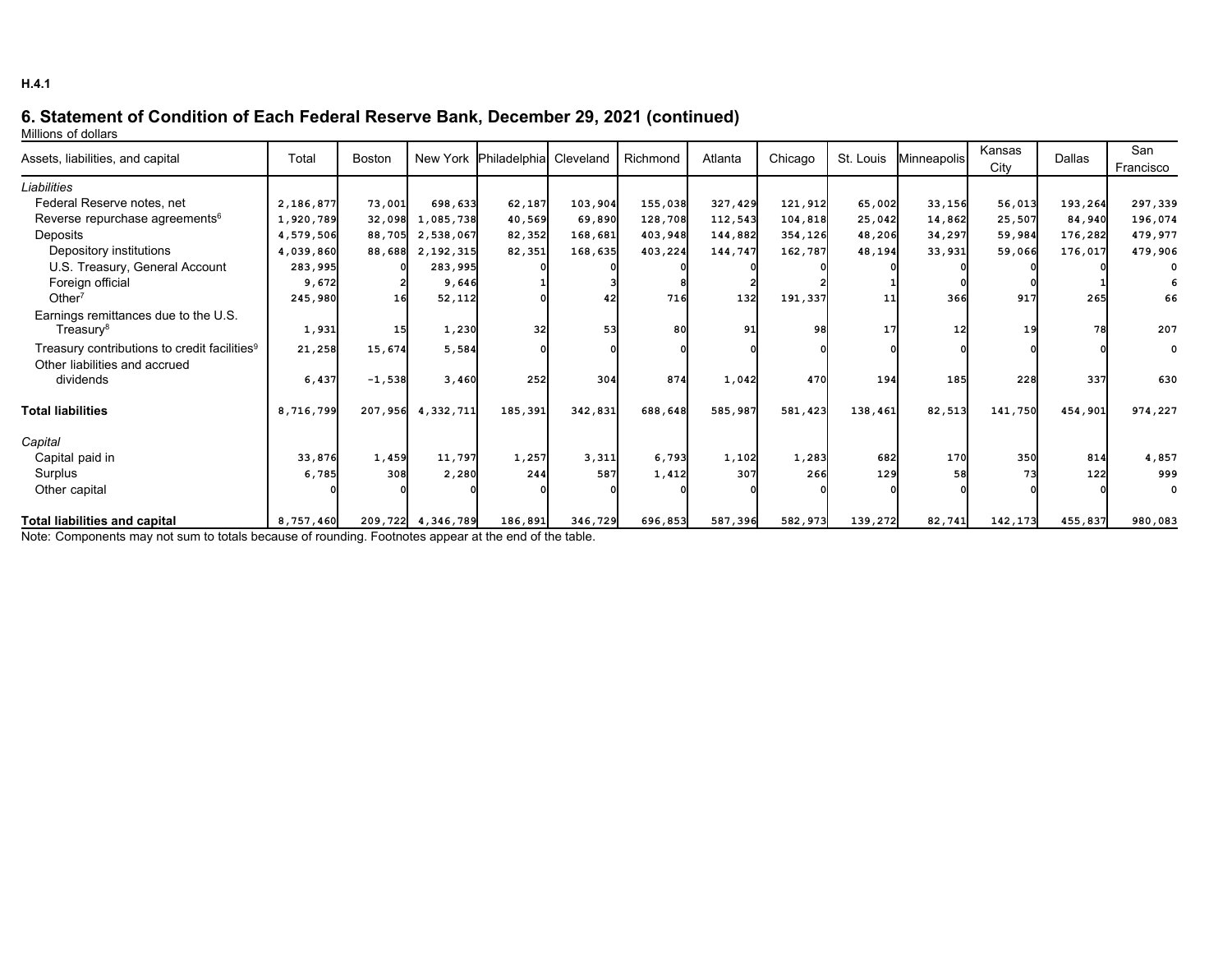H.4.1

## 6. Statement of Condition of Each Federal Reserve Bank, December 29, 2021 (continued)

Millions of dollars

| Assets, liabilities, and capital | Total | Boston | New York | Philadelphia | Cleveland | Richmond | Atlanta | Chicago | St. Louis | Minneapolis | Kansas City | Dallas | San Francisco |
|---|---|---|---|---|---|---|---|---|---|---|---|---|---|
| *Liabilities* | | | | | | | | | | | | | |
| Federal Reserve notes, net | 2,186,877 | 73,001 | 698,633 | 62,187 | 103,904 | 155,038 | 327,429 | 121,912 | 65,002 | 33,156 | 56,013 | 193,264 | 297,339 |
| Reverse repurchase agreements[6] | 1,920,789 | 32,098 | 1,085,738 | 40,569 | 69,890 | 128,708 | 112,543 | 104,818 | 25,042 | 14,862 | 25,507 | 84,940 | 196,074 |
| Deposits | 4,579,506 | 88,705 | 2,538,067 | 82,352 | 168,681 | 403,948 | 144,882 | 354,126 | 48,206 | 34,297 | 59,984 | 176,282 | 479,977 |
| Depository institutions | 4,039,860 | 88,688 | 2,192,315 | 82,351 | 168,635 | 403,224 | 144,747 | 162,787 | 48,194 | 33,931 | 59,066 | 176,017 | 479,906 |
| U.S. Treasury, General Account | 283,995 | 0 | 283,995 | 0 | 0 | 0 | 0 | 0 | 0 | 0 | 0 | 0 | 0 |
| Foreign official | 9,672 | 2 | 9,646 | 1 | 3 | 8 | 2 | 2 | 1 | 0 | 0 | 1 | 6 |
| Other[7] | 245,980 | 16 | 52,112 | 0 | 42 | 716 | 132 | 191,337 | 11 | 366 | 917 | 265 | 66 |
| Earnings remittances due to the U.S. Treasury[8] | 1,931 | 15 | 1,230 | 32 | 53 | 80 | 91 | 98 | 17 | 12 | 19 | 78 | 207 |
| Treasury contributions to credit facilities[9] | 21,258 | 15,674 | 5,584 | 0 | 0 | 0 | 0 | 0 | 0 | 0 | 0 | 0 | 0 |
| Other liabilities and accrued dividends | 6,437 | -1,538 | 3,460 | 252 | 304 | 874 | 1,042 | 470 | 194 | 185 | 228 | 337 | 630 |
| **Total liabilities** | 8,716,799 | 207,956 | 4,332,711 | 185,391 | 342,831 | 688,648 | 585,987 | 581,423 | 138,461 | 82,513 | 141,750 | 454,901 | 974,227 |
| *Capital* | | | | | | | | | | | | | |
| Capital paid in | 33,876 | 1,459 | 11,797 | 1,257 | 3,311 | 6,793 | 1,102 | 1,283 | 682 | 170 | 350 | 814 | 4,857 |
| Surplus | 6,785 | 308 | 2,280 | 244 | 587 | 1,412 | 307 | 266 | 129 | 58 | 73 | 122 | 999 |
| Other capital | 0 | 0 | 0 | 0 | 0 | 0 | 0 | 0 | 0 | 0 | 0 | 0 | 0 |
| **Total liabilities and capital** | 8,757,460 | 209,722 | 4,346,789 | 186,891 | 346,729 | 696,853 | 587,396 | 582,973 | 139,272 | 82,741 | 142,173 | 455,837 | 980,083 |

Note: Components may not sum to totals because of rounding. Footnotes appear at the end of the table.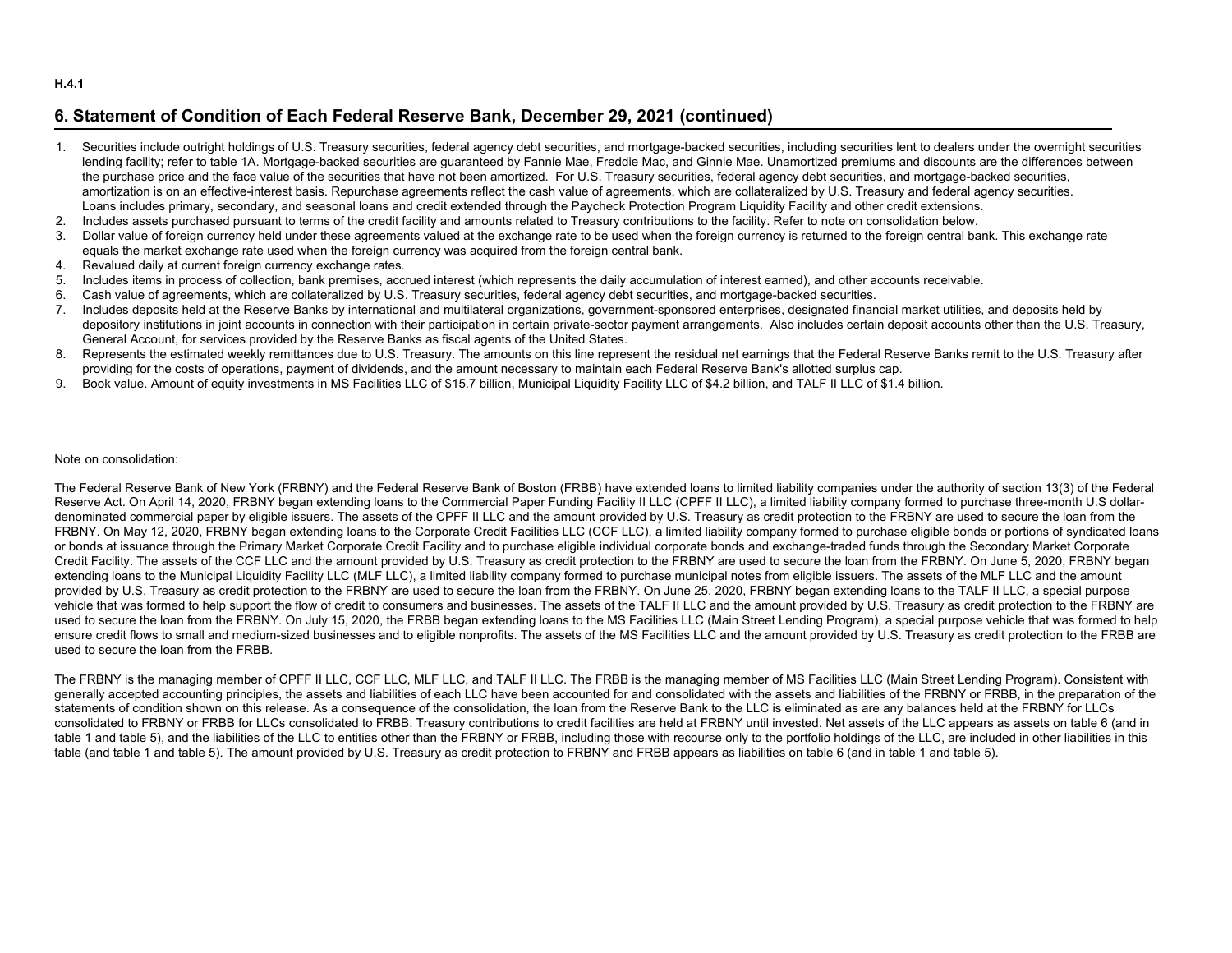## 6. Statement of Condition of Each Federal Reserve Bank, December 29, 2021 (continued)

1. Securities include outright holdings of U.S. Treasury securities, federal agency debt securities, and mortgage-backed securities, including securities lent to dealers under the overnight securities lending facility; refer to table 1A. Mortgage-backed securities are guaranteed by Fannie Mae, Freddie Mac, and Ginnie Mae. Unamortized premiums and discounts are the differences between the purchase price and the face value of the securities that have not been amortized. For U.S. Treasury securities, federal agency debt securities, and mortgage-backed securities, amortization is on an effective-interest basis. Repurchase agreements reflect the cash value of agreements, which are collateralized by U.S. Treasury and federal agency securities. Loans includes primary, secondary, and seasonal loans and credit extended through the Paycheck Protection Program Liquidity Facility and other credit extensions.
2. Includes assets purchased pursuant to terms of the credit facility and amounts related to Treasury contributions to the facility. Refer to note on consolidation below.
3. Dollar value of foreign currency held under these agreements valued at the exchange rate to be used when the foreign currency is returned to the foreign central bank. This exchange rate equals the market exchange rate used when the foreign currency was acquired from the foreign central bank.
4. Revalued daily at current foreign currency exchange rates.
5. Includes items in process of collection, bank premises, accrued interest (which represents the daily accumulation of interest earned), and other accounts receivable.
6. Cash value of agreements, which are collateralized by U.S. Treasury securities, federal agency debt securities, and mortgage-backed securities.
7. Includes deposits held at the Reserve Banks by international and multilateral organizations, government-sponsored enterprises, designated financial market utilities, and deposits held by depository institutions in joint accounts in connection with their participation in certain private-sector payment arrangements. Also includes certain deposit accounts other than the U.S. Treasury, General Account, for services provided by the Reserve Banks as fiscal agents of the United States.
8. Represents the estimated weekly remittances due to U.S. Treasury. The amounts on this line represent the residual net earnings that the Federal Reserve Banks remit to the U.S. Treasury after providing for the costs of operations, payment of dividends, and the amount necessary to maintain each Federal Reserve Bank's allotted surplus cap.
9. Book value. Amount of equity investments in MS Facilities LLC of $15.7 billion, Municipal Liquidity Facility LLC of $4.2 billion, and TALF II LLC of $1.4 billion.

Note on consolidation:

The Federal Reserve Bank of New York (FRBNY) and the Federal Reserve Bank of Boston (FRBB) have extended loans to limited liability companies under the authority of section 13(3) of the Federal Reserve Act. On April 14, 2020, FRBNY began extending loans to the Commercial Paper Funding Facility II LLC (CPFF II LLC), a limited liability company formed to purchase three-month U.S dollar-denominated commercial paper by eligible issuers. The assets of the CPFF II LLC and the amount provided by U.S. Treasury as credit protection to the FRBNY are used to secure the loan from the FRBNY. On May 12, 2020, FRBNY began extending loans to the Corporate Credit Facilities LLC (CCF LLC), a limited liability company formed to purchase eligible bonds or portions of syndicated loans or bonds at issuance through the Primary Market Corporate Credit Facility and to purchase eligible individual corporate bonds and exchange-traded funds through the Secondary Market Corporate Credit Facility. The assets of the CCF LLC and the amount provided by U.S. Treasury as credit protection to the FRBNY are used to secure the loan from the FRBNY. On June 5, 2020, FRBNY began extending loans to the Municipal Liquidity Facility LLC (MLF LLC), a limited liability company formed to purchase municipal notes from eligible issuers. The assets of the MLF LLC and the amount provided by U.S. Treasury as credit protection to the FRBNY are used to secure the loan from the FRBNY. On June 25, 2020, FRBNY began extending loans to the TALF II LLC, a special purpose vehicle that was formed to help support the flow of credit to consumers and businesses. The assets of the TALF II LLC and the amount provided by U.S. Treasury as credit protection to the FRBNY are used to secure the loan from the FRBNY. On July 15, 2020, the FRBB began extending loans to the MS Facilities LLC (Main Street Lending Program), a special purpose vehicle that was formed to help ensure credit flows to small and medium-sized businesses and to eligible nonprofits. The assets of the MS Facilities LLC and the amount provided by U.S. Treasury as credit protection to the FRBB are used to secure the loan from the FRBB.

The FRBNY is the managing member of CPFF II LLC, CCF LLC, MLF LLC, and TALF II LLC. The FRBB is the managing member of MS Facilities LLC (Main Street Lending Program). Consistent with generally accepted accounting principles, the assets and liabilities of each LLC have been accounted for and consolidated with the assets and liabilities of the FRBNY or FRBB, in the preparation of the statements of condition shown on this release. As a consequence of the consolidation, the loan from the Reserve Bank to the LLC is eliminated as are any balances held at the FRBNY for LLCs consolidated to FRBNY or FRBB for LLCs consolidated to FRBB. Treasury contributions to credit facilities are held at FRBNY until invested. Net assets of the LLC appears as assets on table 6 (and in table 1 and table 5), and the liabilities of the LLC to entities other than the FRBNY or FRBB, including those with recourse only to the portfolio holdings of the LLC, are included in other liabilities in this table (and table 1 and table 5). The amount provided by U.S. Treasury as credit protection to FRBNY and FRBB appears as liabilities on table 6 (and in table 1 and table 5).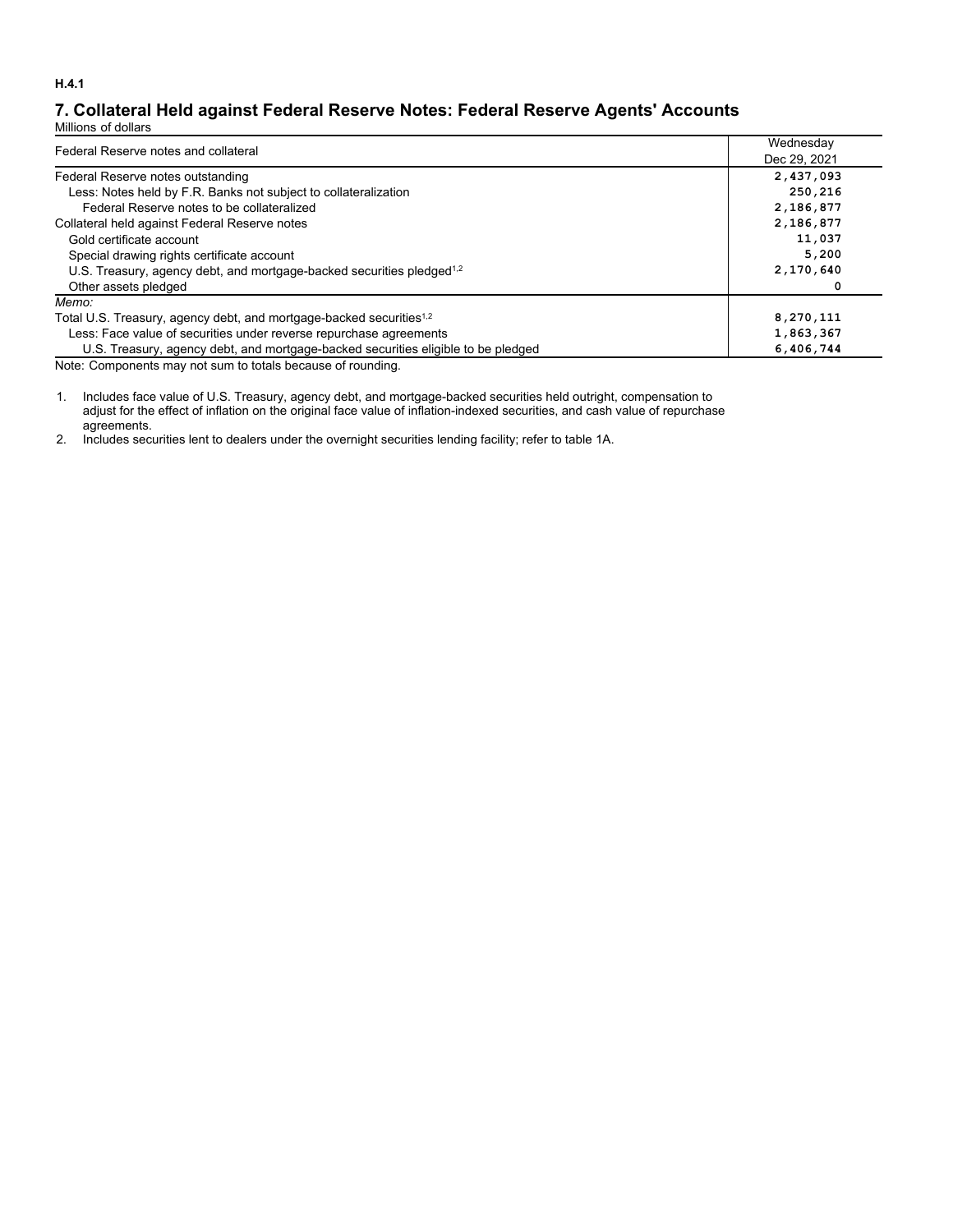H.4.1

## 7. Collateral Held against Federal Reserve Notes: Federal Reserve Agents' Accounts

Millions of dollars

| Federal Reserve notes and collateral | Wednesday Dec 29, 2021 |
|---|---|
| Federal Reserve notes outstanding | 2,437,093 |
| Less: Notes held by F.R. Banks not subject to collateralization | 250,216 |
| Federal Reserve notes to be collateralized | 2,186,877 |
| Collateral held against Federal Reserve notes | 2,186,877 |
| Gold certificate account | 11,037 |
| Special drawing rights certificate account | 5,200 |
| U.S. Treasury, agency debt, and mortgage-backed securities pledged[1,2] | 2,170,640 |
| Other assets pledged | 0 |
| *Memo:* | |
| Total U.S. Treasury, agency debt, and mortgage-backed securities[1,2] | 8,270,111 |
| Less: Face value of securities under reverse repurchase agreements | 1,863,367 |
| U.S. Treasury, agency debt, and mortgage-backed securities eligible to be pledged | 6,406,744 |

Note: Components may not sum to totals because of rounding.

1. Includes face value of U.S. Treasury, agency debt, and mortgage-backed securities held outright, compensation to adjust for the effect of inflation on the original face value of inflation-indexed securities, and cash value of repurchase agreements.
2. Includes securities lent to dealers under the overnight securities lending facility; refer to table 1A.